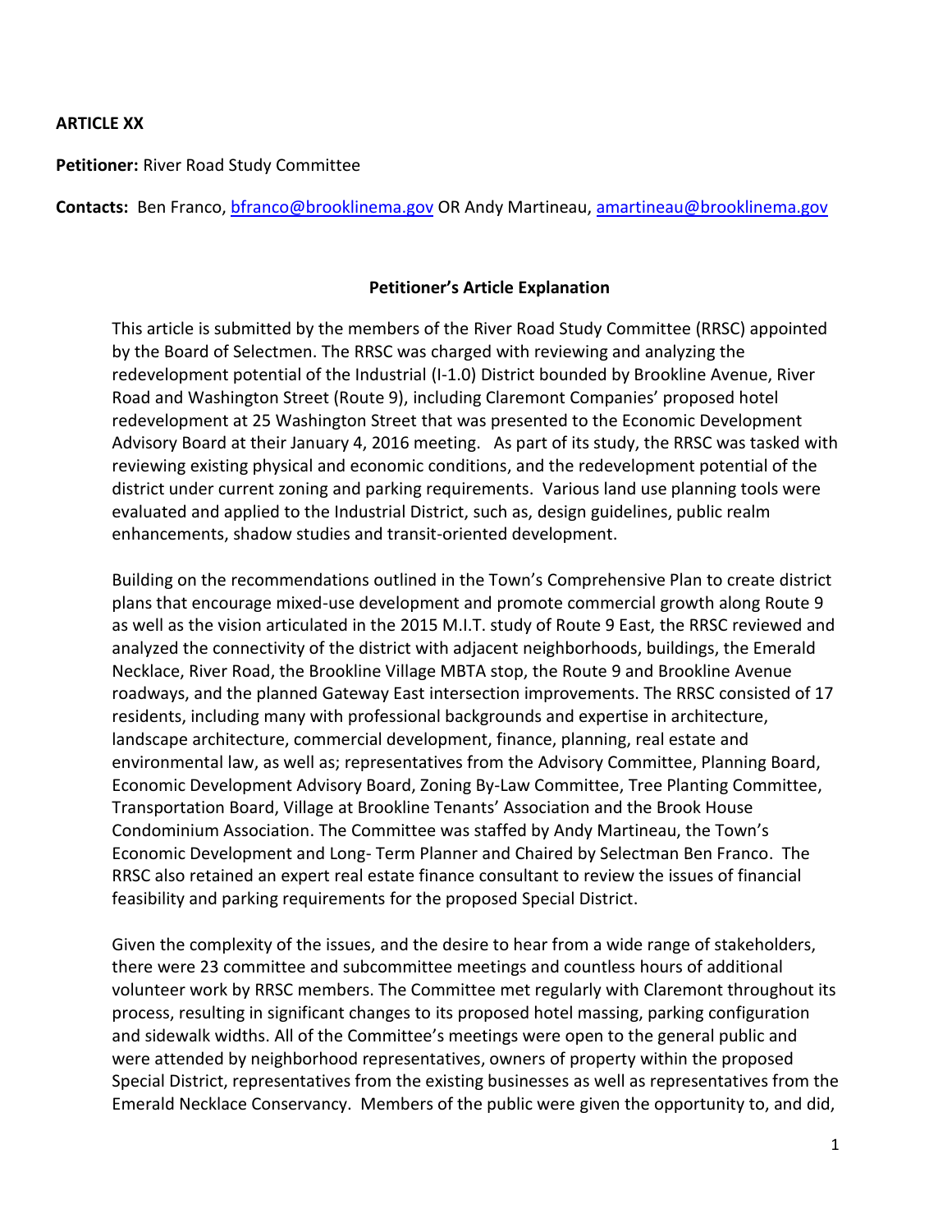**ARTICLE XX**

**Petitioner:** River Road Study Committee

**Contacts:** Ben Franco, bfranco@brooklinema.gov OR Andy Martineau, amartineau@brooklinema.gov

**Petitioner's Article Explanation**

This article is submitted by the members of the River Road Study Committee (RRSC) appointed by the Board of Selectmen. The RRSC was charged with reviewing and analyzing the redevelopment potential of the Industrial (I-1.0) District bounded by Brookline Avenue, River Road and Washington Street (Route 9), including Claremont Companies' proposed hotel redevelopment at 25 Washington Street that was presented to the Economic Development Advisory Board at their January 4, 2016 meeting. As part of its study, the RRSC was tasked with reviewing existing physical and economic conditions, and the redevelopment potential of the district under current zoning and parking requirements. Various land use planning tools were evaluated and applied to the Industrial District, such as, design guidelines, public realm enhancements, shadow studies and transit-oriented development.

Building on the recommendations outlined in the Town's Comprehensive Plan to create district plans that encourage mixed-use development and promote commercial growth along Route 9 as well as the vision articulated in the 2015 M.I.T. study of Route 9 East, the RRSC reviewed and analyzed the connectivity of the district with adjacent neighborhoods, buildings, the Emerald Necklace, River Road, the Brookline Village MBTA stop, the Route 9 and Brookline Avenue roadways, and the planned Gateway East intersection improvements. The RRSC consisted of 17 residents, including many with professional backgrounds and expertise in architecture, landscape architecture, commercial development, finance, planning, real estate and environmental law, as well as; representatives from the Advisory Committee, Planning Board, Economic Development Advisory Board, Zoning By-Law Committee, Tree Planting Committee, Transportation Board, Village at Brookline Tenants' Association and the Brook House Condominium Association. The Committee was staffed by Andy Martineau, the Town's Economic Development and Long- Term Planner and Chaired by Selectman Ben Franco. The RRSC also retained an expert real estate finance consultant to review the issues of financial feasibility and parking requirements for the proposed Special District.

Given the complexity of the issues, and the desire to hear from a wide range of stakeholders, there were 23 committee and subcommittee meetings and countless hours of additional volunteer work by RRSC members. The Committee met regularly with Claremont throughout its process, resulting in significant changes to its proposed hotel massing, parking configuration and sidewalk widths. All of the Committee's meetings were open to the general public and were attended by neighborhood representatives, owners of property within the proposed Special District, representatives from the existing businesses as well as representatives from the Emerald Necklace Conservancy. Members of the public were given the opportunity to, and did,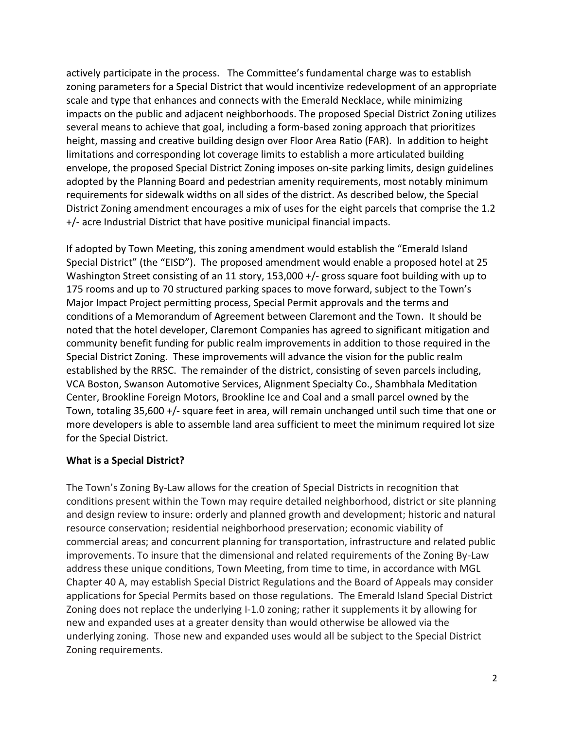actively participate in the process. The Committee's fundamental charge was to establish zoning parameters for a Special District that would incentivize redevelopment of an appropriate scale and type that enhances and connects with the Emerald Necklace, while minimizing impacts on the public and adjacent neighborhoods. The proposed Special District Zoning utilizes several means to achieve that goal, including a form-based zoning approach that prioritizes height, massing and creative building design over Floor Area Ratio (FAR). In addition to height limitations and corresponding lot coverage limits to establish a more articulated building envelope, the proposed Special District Zoning imposes on-site parking limits, design guidelines adopted by the Planning Board and pedestrian amenity requirements, most notably minimum requirements for sidewalk widths on all sides of the district. As described below, the Special District Zoning amendment encourages a mix of uses for the eight parcels that comprise the 1.2 +/- acre Industrial District that have positive municipal financial impacts.

If adopted by Town Meeting, this zoning amendment would establish the "Emerald Island Special District" (the "EISD"). The proposed amendment would enable a proposed hotel at 25 Washington Street consisting of an 11 story, 153,000 +/- gross square foot building with up to 175 rooms and up to 70 structured parking spaces to move forward, subject to the Town's Major Impact Project permitting process, Special Permit approvals and the terms and conditions of a Memorandum of Agreement between Claremont and the Town. It should be noted that the hotel developer, Claremont Companies has agreed to significant mitigation and community benefit funding for public realm improvements in addition to those required in the Special District Zoning. These improvements will advance the vision for the public realm established by the RRSC. The remainder of the district, consisting of seven parcels including, VCA Boston, Swanson Automotive Services, Alignment Specialty Co., Shambhala Meditation Center, Brookline Foreign Motors, Brookline Ice and Coal and a small parcel owned by the Town, totaling 35,600 +/- square feet in area, will remain unchanged until such time that one or more developers is able to assemble land area sufficient to meet the minimum required lot size for the Special District.

**What is a Special District?**

The Town's Zoning By-Law allows for the creation of Special Districts in recognition that conditions present within the Town may require detailed neighborhood, district or site planning and design review to insure: orderly and planned growth and development; historic and natural resource conservation; residential neighborhood preservation; economic viability of commercial areas; and concurrent planning for transportation, infrastructure and related public improvements. To insure that the dimensional and related requirements of the Zoning By-Law address these unique conditions, Town Meeting, from time to time, in accordance with MGL Chapter 40 A, may establish Special District Regulations and the Board of Appeals may consider applications for Special Permits based on those regulations. The Emerald Island Special District Zoning does not replace the underlying I-1.0 zoning; rather it supplements it by allowing for new and expanded uses at a greater density than would otherwise be allowed via the underlying zoning. Those new and expanded uses would all be subject to the Special District Zoning requirements.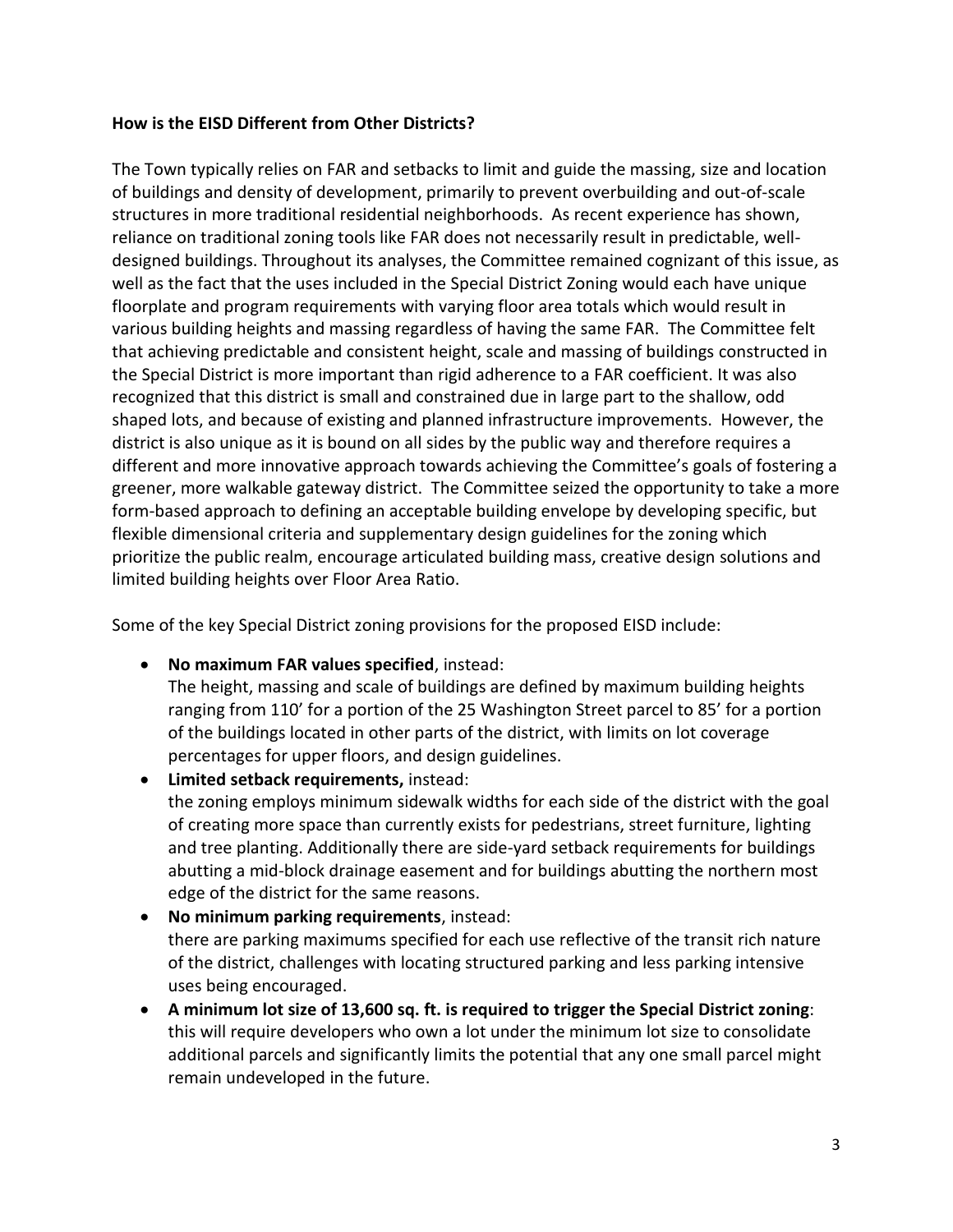**How is the EISD Different from Other Districts?**

The Town typically relies on FAR and setbacks to limit and guide the massing, size and location of buildings and density of development, primarily to prevent overbuilding and out-of-scale structures in more traditional residential neighborhoods. As recent experience has shown, reliance on traditional zoning tools like FAR does not necessarily result in predictable, well-designed buildings. Throughout its analyses, the Committee remained cognizant of this issue, as well as the fact that the uses included in the Special District Zoning would each have unique floorplate and program requirements with varying floor area totals which would result in various building heights and massing regardless of having the same FAR. The Committee felt that achieving predictable and consistent height, scale and massing of buildings constructed in the Special District is more important than rigid adherence to a FAR coefficient. It was also recognized that this district is small and constrained due in large part to the shallow, odd shaped lots, and because of existing and planned infrastructure improvements. However, the district is also unique as it is bound on all sides by the public way and therefore requires a different and more innovative approach towards achieving the Committee's goals of fostering a greener, more walkable gateway district. The Committee seized the opportunity to take a more form-based approach to defining an acceptable building envelope by developing specific, but flexible dimensional criteria and supplementary design guidelines for the zoning which prioritize the public realm, encourage articulated building mass, creative design solutions and limited building heights over Floor Area Ratio.

Some of the key Special District zoning provisions for the proposed EISD include:

- **No maximum FAR values specified**, instead:
  The height, massing and scale of buildings are defined by maximum building heights ranging from 110' for a portion of the 25 Washington Street parcel to 85' for a portion of the buildings located in other parts of the district, with limits on lot coverage percentages for upper floors, and design guidelines.
- **Limited setback requirements,** instead:
  the zoning employs minimum sidewalk widths for each side of the district with the goal of creating more space than currently exists for pedestrians, street furniture, lighting and tree planting. Additionally there are side-yard setback requirements for buildings abutting a mid-block drainage easement and for buildings abutting the northern most edge of the district for the same reasons.
- **No minimum parking requirements**, instead:
  there are parking maximums specified for each use reflective of the transit rich nature of the district, challenges with locating structured parking and less parking intensive uses being encouraged.
- **A minimum lot size of 13,600 sq. ft. is required to trigger the Special District zoning**: this will require developers who own a lot under the minimum lot size to consolidate additional parcels and significantly limits the potential that any one small parcel might remain undeveloped in the future.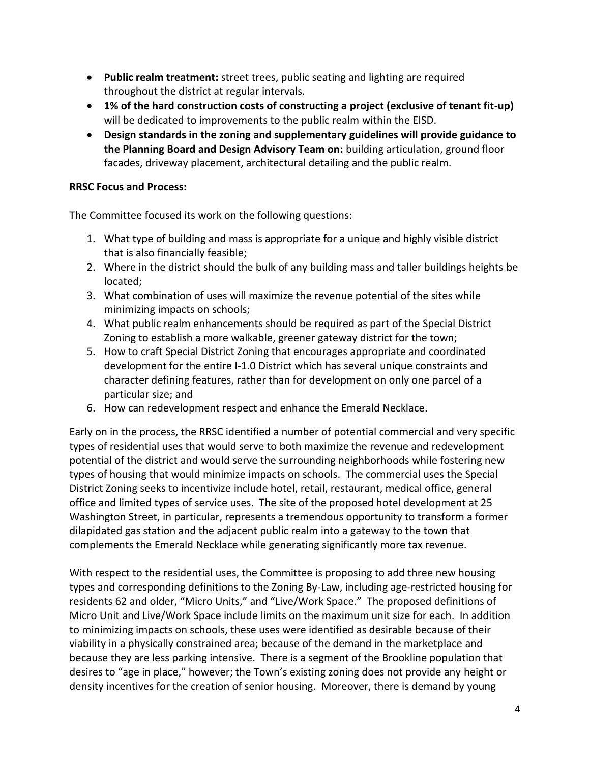- **Public realm treatment:** street trees, public seating and lighting are required throughout the district at regular intervals.
- **1% of the hard construction costs of constructing a project (exclusive of tenant fit-up)** will be dedicated to improvements to the public realm within the EISD.
- **Design standards in the zoning and supplementary guidelines will provide guidance to the Planning Board and Design Advisory Team on:** building articulation, ground floor facades, driveway placement, architectural detailing and the public realm.

**RRSC Focus and Process:**

The Committee focused its work on the following questions:

1. What type of building and mass is appropriate for a unique and highly visible district that is also financially feasible;
2. Where in the district should the bulk of any building mass and taller buildings heights be located;
3. What combination of uses will maximize the revenue potential of the sites while minimizing impacts on schools;
4. What public realm enhancements should be required as part of the Special District Zoning to establish a more walkable, greener gateway district for the town;
5. How to craft Special District Zoning that encourages appropriate and coordinated development for the entire I-1.0 District which has several unique constraints and character defining features, rather than for development on only one parcel of a particular size; and
6. How can redevelopment respect and enhance the Emerald Necklace.

Early on in the process, the RRSC identified a number of potential commercial and very specific types of residential uses that would serve to both maximize the revenue and redevelopment potential of the district and would serve the surrounding neighborhoods while fostering new types of housing that would minimize impacts on schools. The commercial uses the Special District Zoning seeks to incentivize include hotel, retail, restaurant, medical office, general office and limited types of service uses. The site of the proposed hotel development at 25 Washington Street, in particular, represents a tremendous opportunity to transform a former dilapidated gas station and the adjacent public realm into a gateway to the town that complements the Emerald Necklace while generating significantly more tax revenue.

With respect to the residential uses, the Committee is proposing to add three new housing types and corresponding definitions to the Zoning By-Law, including age-restricted housing for residents 62 and older, "Micro Units," and "Live/Work Space." The proposed definitions of Micro Unit and Live/Work Space include limits on the maximum unit size for each. In addition to minimizing impacts on schools, these uses were identified as desirable because of their viability in a physically constrained area; because of the demand in the marketplace and because they are less parking intensive. There is a segment of the Brookline population that desires to "age in place," however; the Town's existing zoning does not provide any height or density incentives for the creation of senior housing. Moreover, there is demand by young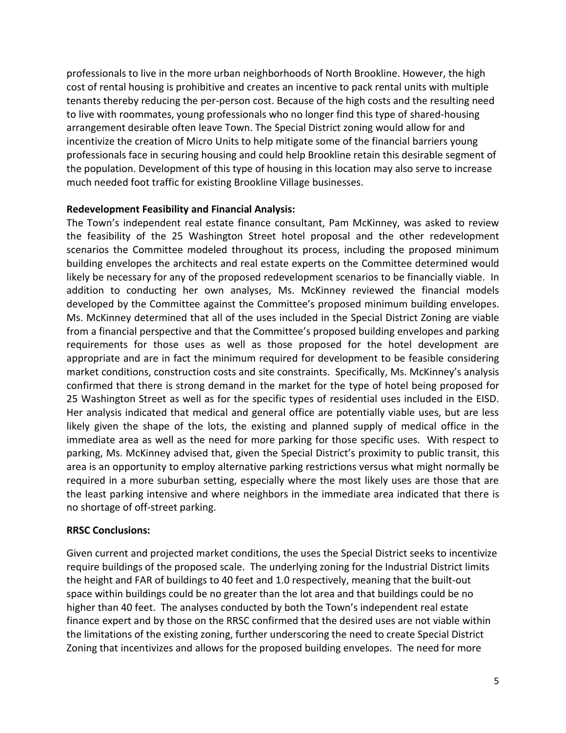professionals to live in the more urban neighborhoods of North Brookline. However, the high cost of rental housing is prohibitive and creates an incentive to pack rental units with multiple tenants thereby reducing the per-person cost. Because of the high costs and the resulting need to live with roommates, young professionals who no longer find this type of shared-housing arrangement desirable often leave Town. The Special District zoning would allow for and incentivize the creation of Micro Units to help mitigate some of the financial barriers young professionals face in securing housing and could help Brookline retain this desirable segment of the population. Development of this type of housing in this location may also serve to increase much needed foot traffic for existing Brookline Village businesses.

**Redevelopment Feasibility and Financial Analysis:**

The Town's independent real estate finance consultant, Pam McKinney, was asked to review the feasibility of the 25 Washington Street hotel proposal and the other redevelopment scenarios the Committee modeled throughout its process, including the proposed minimum building envelopes the architects and real estate experts on the Committee determined would likely be necessary for any of the proposed redevelopment scenarios to be financially viable. In addition to conducting her own analyses, Ms. McKinney reviewed the financial models developed by the Committee against the Committee's proposed minimum building envelopes. Ms. McKinney determined that all of the uses included in the Special District Zoning are viable from a financial perspective and that the Committee's proposed building envelopes and parking requirements for those uses as well as those proposed for the hotel development are appropriate and are in fact the minimum required for development to be feasible considering market conditions, construction costs and site constraints. Specifically, Ms. McKinney's analysis confirmed that there is strong demand in the market for the type of hotel being proposed for 25 Washington Street as well as for the specific types of residential uses included in the EISD. Her analysis indicated that medical and general office are potentially viable uses, but are less likely given the shape of the lots, the existing and planned supply of medical office in the immediate area as well as the need for more parking for those specific uses. With respect to parking, Ms. McKinney advised that, given the Special District's proximity to public transit, this area is an opportunity to employ alternative parking restrictions versus what might normally be required in a more suburban setting, especially where the most likely uses are those that are the least parking intensive and where neighbors in the immediate area indicated that there is no shortage of off-street parking.

**RRSC Conclusions:**

Given current and projected market conditions, the uses the Special District seeks to incentivize require buildings of the proposed scale. The underlying zoning for the Industrial District limits the height and FAR of buildings to 40 feet and 1.0 respectively, meaning that the built-out space within buildings could be no greater than the lot area and that buildings could be no higher than 40 feet. The analyses conducted by both the Town's independent real estate finance expert and by those on the RRSC confirmed that the desired uses are not viable within the limitations of the existing zoning, further underscoring the need to create Special District Zoning that incentivizes and allows for the proposed building envelopes. The need for more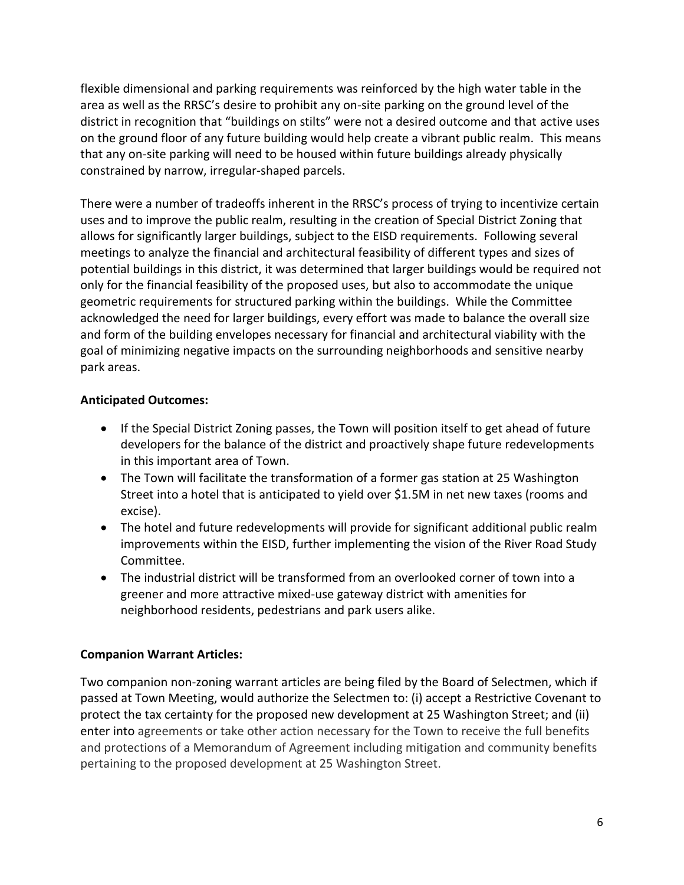flexible dimensional and parking requirements was reinforced by the high water table in the area as well as the RRSC's desire to prohibit any on-site parking on the ground level of the district in recognition that "buildings on stilts" were not a desired outcome and that active uses on the ground floor of any future building would help create a vibrant public realm. This means that any on-site parking will need to be housed within future buildings already physically constrained by narrow, irregular-shaped parcels.

There were a number of tradeoffs inherent in the RRSC's process of trying to incentivize certain uses and to improve the public realm, resulting in the creation of Special District Zoning that allows for significantly larger buildings, subject to the EISD requirements. Following several meetings to analyze the financial and architectural feasibility of different types and sizes of potential buildings in this district, it was determined that larger buildings would be required not only for the financial feasibility of the proposed uses, but also to accommodate the unique geometric requirements for structured parking within the buildings. While the Committee acknowledged the need for larger buildings, every effort was made to balance the overall size and form of the building envelopes necessary for financial and architectural viability with the goal of minimizing negative impacts on the surrounding neighborhoods and sensitive nearby park areas.

**Anticipated Outcomes:**

- If the Special District Zoning passes, the Town will position itself to get ahead of future developers for the balance of the district and proactively shape future redevelopments in this important area of Town.
- The Town will facilitate the transformation of a former gas station at 25 Washington Street into a hotel that is anticipated to yield over $1.5M in net new taxes (rooms and excise).
- The hotel and future redevelopments will provide for significant additional public realm improvements within the EISD, further implementing the vision of the River Road Study Committee.
- The industrial district will be transformed from an overlooked corner of town into a greener and more attractive mixed-use gateway district with amenities for neighborhood residents, pedestrians and park users alike.

**Companion Warrant Articles:**

Two companion non-zoning warrant articles are being filed by the Board of Selectmen, which if passed at Town Meeting, would authorize the Selectmen to: (i) accept a Restrictive Covenant to protect the tax certainty for the proposed new development at 25 Washington Street; and (ii) enter into agreements or take other action necessary for the Town to receive the full benefits and protections of a Memorandum of Agreement including mitigation and community benefits pertaining to the proposed development at 25 Washington Street.